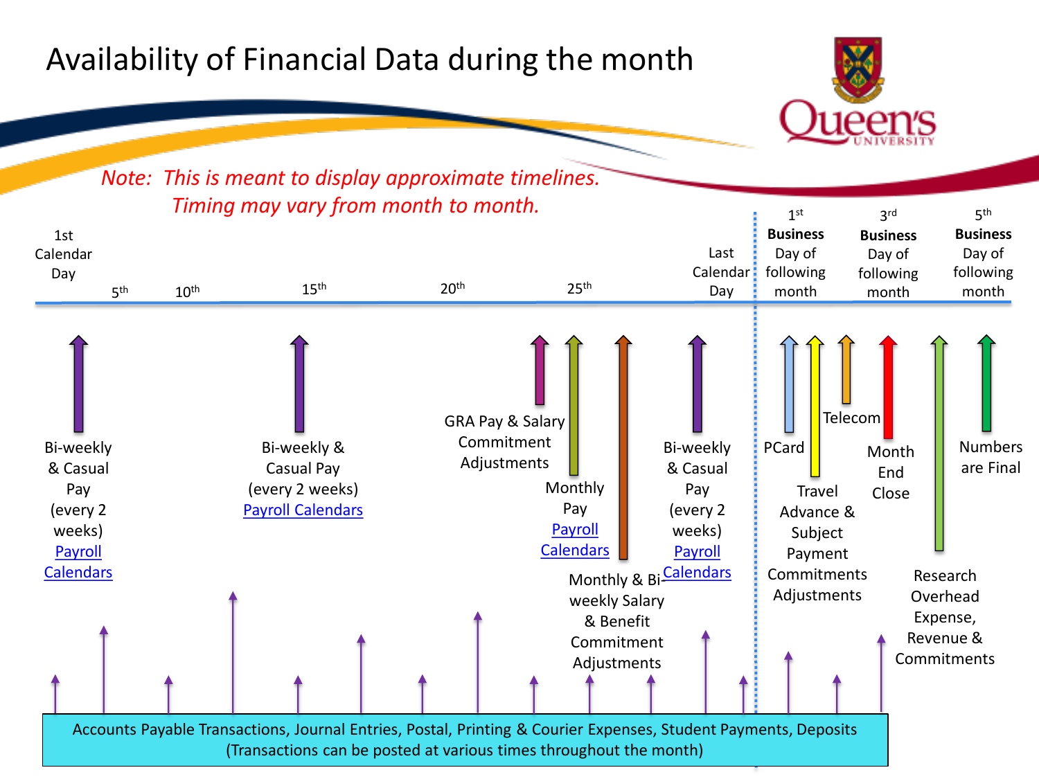# Availability of Financial Data during the month

*Note: This is meant to display approximate timelines. Timing may vary from month to month.*

**Timeline:** 1st Calendar Day — 5th — 10th — 15th — 20th — 25th — Last Calendar Day — 1st **Business** Day of following month — 3rd **Business** Day of following month — 5th **Business** Day of following month

**During the month:**

- **1st Calendar Day:** Bi-weekly & Casual Pay (every 2 weeks) [Payroll Calendars]
- **15th:** Bi-weekly & Casual Pay (every 2 weeks) [Payroll Calendars]
- **Around the 25th:**
  - GRA Pay & Salary Commitment Adjustments
  - Monthly Pay [Payroll Calendars]
  - Monthly & Bi-weekly Salary & Benefit Commitment Adjustments
- **Last Calendar Day:** Bi-weekly & Casual Pay (every 2 weeks) [Payroll Calendars]

**Following month:**

- **1st Business Day of following month:**
  - PCard
  - Travel Advance & Subject Payment Commitments Adjustments
  - Telecom
- **3rd Business Day of following month:**
  - Month End Close
  - Research Overhead Expense, Revenue & Commitments
- **5th Business Day of following month:** Numbers are Final

**Throughout the month:**

Accounts Payable Transactions, Journal Entries, Postal, Printing & Courier Expenses, Student Payments, Deposits
(Transactions can be posted at various times throughout the month)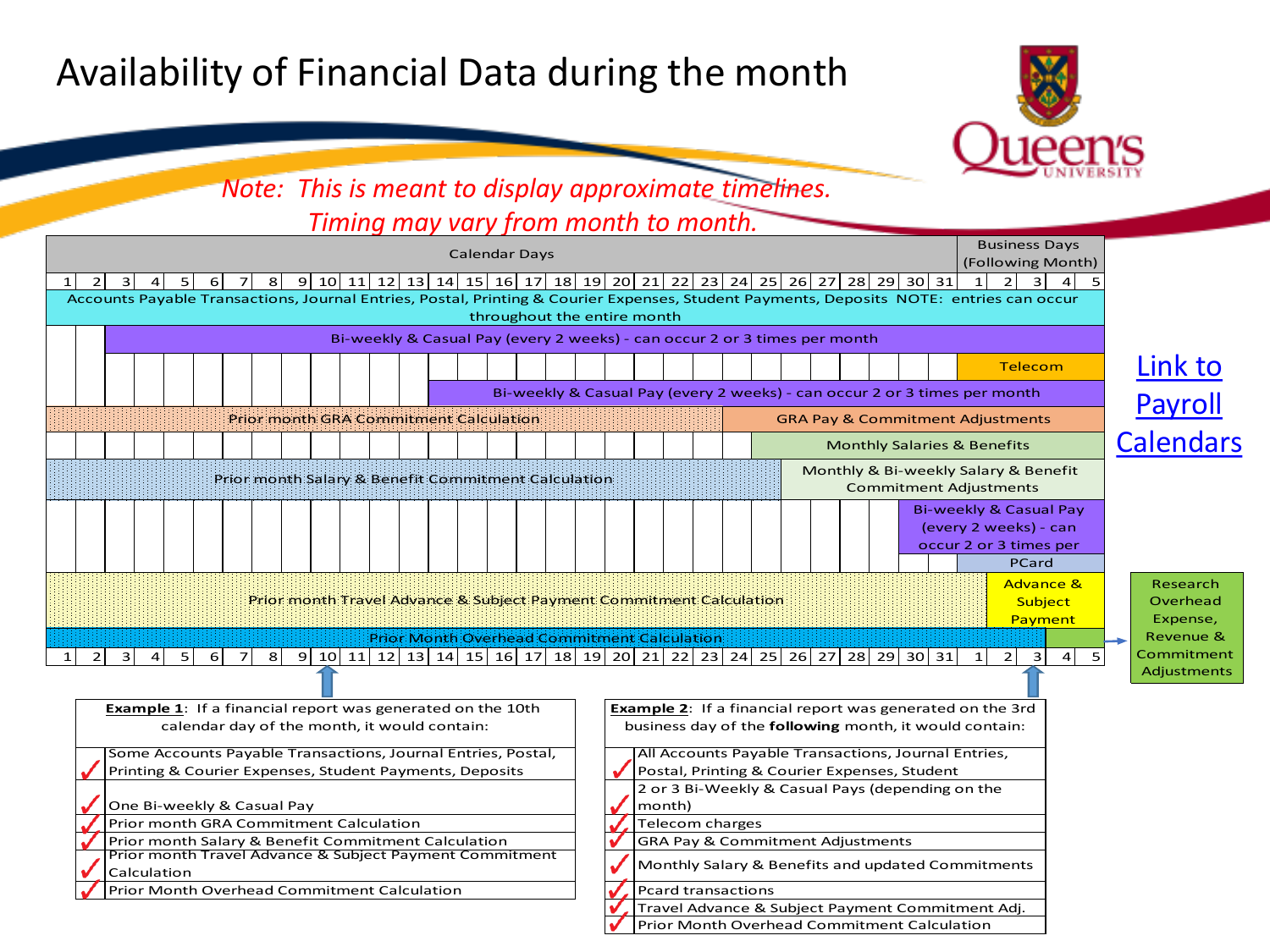# Availability of Financial Data during the month

*Note: This is meant to display approximate timelines. Timing may vary from month to month.*

Calendar Days: 1 2 3 4 5 6 7 8 9 10 11 12 13 14 15 16 17 18 19 20 21 22 23 24 25 26 27 28 29 30 31

Business Days (Following Month): 1 2 3 4 5

Accounts Payable Transactions, Journal Entries, Postal, Printing & Courier Expenses, Student Payments, Deposits NOTE: entries can occur throughout the entire month

Bi-weekly & Casual Pay (every 2 weeks) - can occur 2 or 3 times per month

Telecom

Bi-weekly & Casual Pay (every 2 weeks) - can occur 2 or 3 times per month

Prior month GRA Commitment Calculation

GRA Pay & Commitment Adjustments

Monthly Salaries & Benefits

Prior month Salary & Benefit Commitment Calculation

Monthly & Bi-weekly Salary & Benefit Commitment Adjustments

Bi-weekly & Casual Pay (every 2 weeks) - can occur 2 or 3 times per

PCard

Prior month Travel Advance & Subject Payment Commitment Calculation

Advance & Subject Payment

Prior Month Overhead Commitment Calculation

Research Overhead Expense, Revenue & Commitment Adjustments

Link to Payroll Calendars

| **Example 1**: If a financial report was generated on the 10th calendar day of the month, it would contain: | |
|---|---|
| ✓ | Some Accounts Payable Transactions, Journal Entries, Postal, Printing & Courier Expenses, Student Payments, Deposits |
| ✓ | One Bi-weekly & Casual Pay |
| ✓ | Prior month GRA Commitment Calculation |
| ✓ | Prior month Salary & Benefit Commitment Calculation |
| ✓ | Prior month Travel Advance & Subject Payment Commitment Calculation |
| ✓ | Prior Month Overhead Commitment Calculation |

| **Example 2**: If a financial report was generated on the 3rd business day of the **following** month, it would contain: | |
|---|---|
| ✓ | All Accounts Payable Transactions, Journal Entries, Postal, Printing & Courier Expenses, Student |
| ✓ | 2 or 3 Bi-Weekly & Casual Pays (depending on the month) |
| ✓ | Telecom charges |
| ✓ | GRA Pay & Commitment Adjustments |
| ✓ | Monthly Salary & Benefits and updated Commitments |
| ✓ | Pcard transactions |
| ✓ | Travel Advance & Subject Payment Commitment Adj. |
| ✓ | Prior Month Overhead Commitment Calculation |